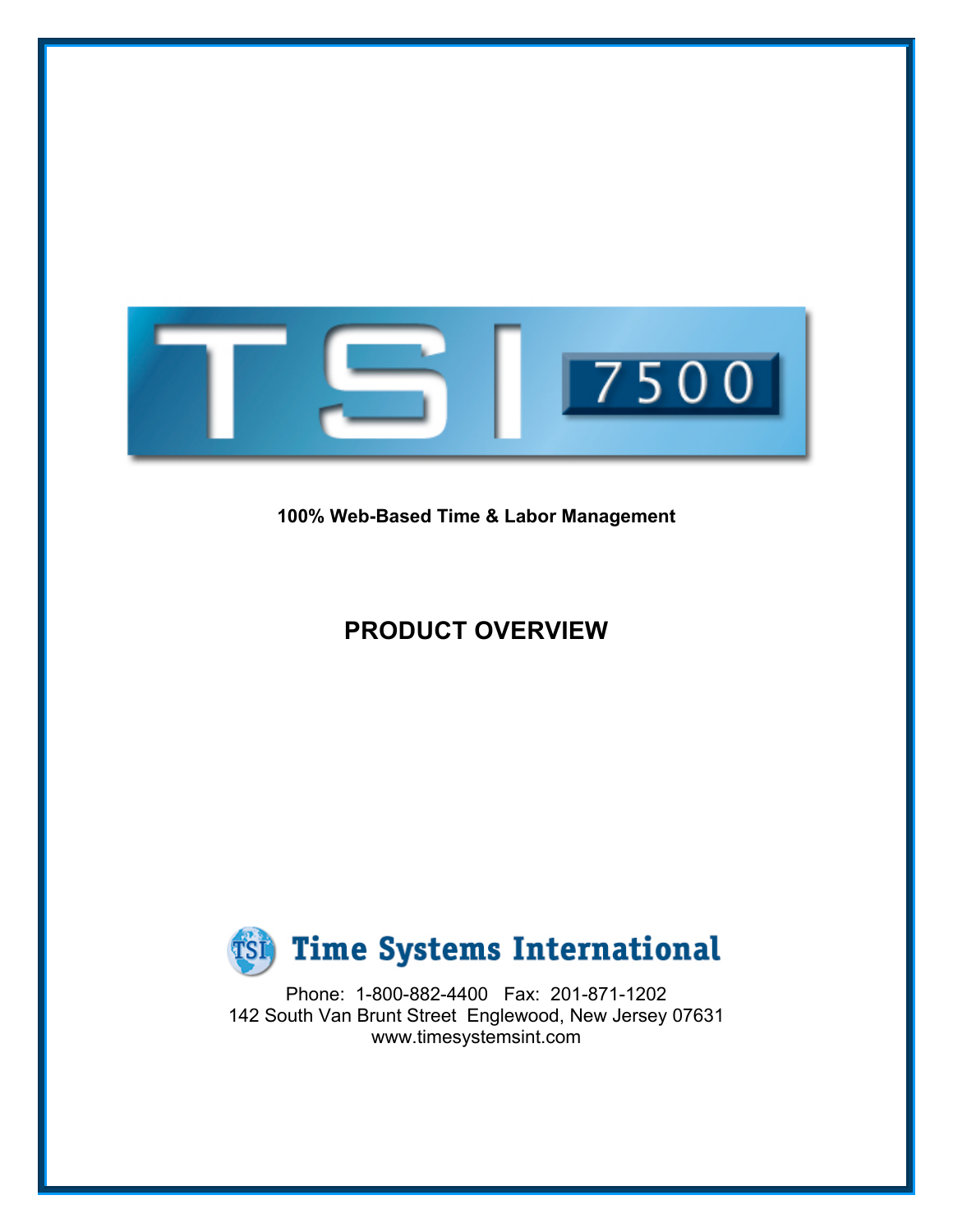# TSI 7500

**100% Web-Based Time & Labor Management**

## PRODUCT OVERVIEW

**Time Systems International**

Phone: 1-800-882-4400 Fax: 201-871-1202
142 South Van Brunt Street Englewood, New Jersey 07631
www.timesystemsint.com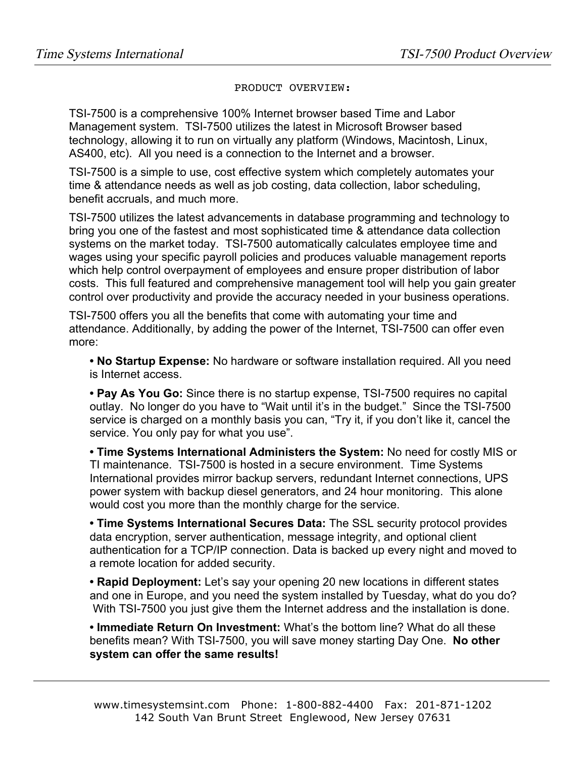PRODUCT OVERVIEW:

TSI-7500 is a comprehensive 100% Internet browser based Time and Labor Management system. TSI-7500 utilizes the latest in Microsoft Browser based technology, allowing it to run on virtually any platform (Windows, Macintosh, Linux, AS400, etc). All you need is a connection to the Internet and a browser.

TSI-7500 is a simple to use, cost effective system which completely automates your time & attendance needs as well as job costing, data collection, labor scheduling, benefit accruals, and much more.

TSI-7500 utilizes the latest advancements in database programming and technology to bring you one of the fastest and most sophisticated time & attendance data collection systems on the market today. TSI-7500 automatically calculates employee time and wages using your specific payroll policies and produces valuable management reports which help control overpayment of employees and ensure proper distribution of labor costs. This full featured and comprehensive management tool will help you gain greater control over productivity and provide the accuracy needed in your business operations.

TSI-7500 offers you all the benefits that come with automating your time and attendance. Additionally, by adding the power of the Internet, TSI-7500 can offer even more:

- **No Startup Expense:** No hardware or software installation required. All you need is Internet access.
- **Pay As You Go:** Since there is no startup expense, TSI-7500 requires no capital outlay. No longer do you have to "Wait until it's in the budget." Since the TSI-7500 service is charged on a monthly basis you can, "Try it, if you don't like it, cancel the service. You only pay for what you use".
- **Time Systems International Administers the System:** No need for costly MIS or TI maintenance. TSI-7500 is hosted in a secure environment. Time Systems International provides mirror backup servers, redundant Internet connections, UPS power system with backup diesel generators, and 24 hour monitoring. This alone would cost you more than the monthly charge for the service.
- **Time Systems International Secures Data:** The SSL security protocol provides data encryption, server authentication, message integrity, and optional client authentication for a TCP/IP connection. Data is backed up every night and moved to a remote location for added security.
- **Rapid Deployment:** Let's say your opening 20 new locations in different states and one in Europe, and you need the system installed by Tuesday, what do you do? With TSI-7500 you just give them the Internet address and the installation is done.
- **Immediate Return On Investment:** What's the bottom line? What do all these benefits mean? With TSI-7500, you will save money starting Day One. **No other system can offer the same results!**

www.timesystemsint.com Phone: 1-800-882-4400 Fax: 201-871-1202
142 South Van Brunt Street Englewood, New Jersey 07631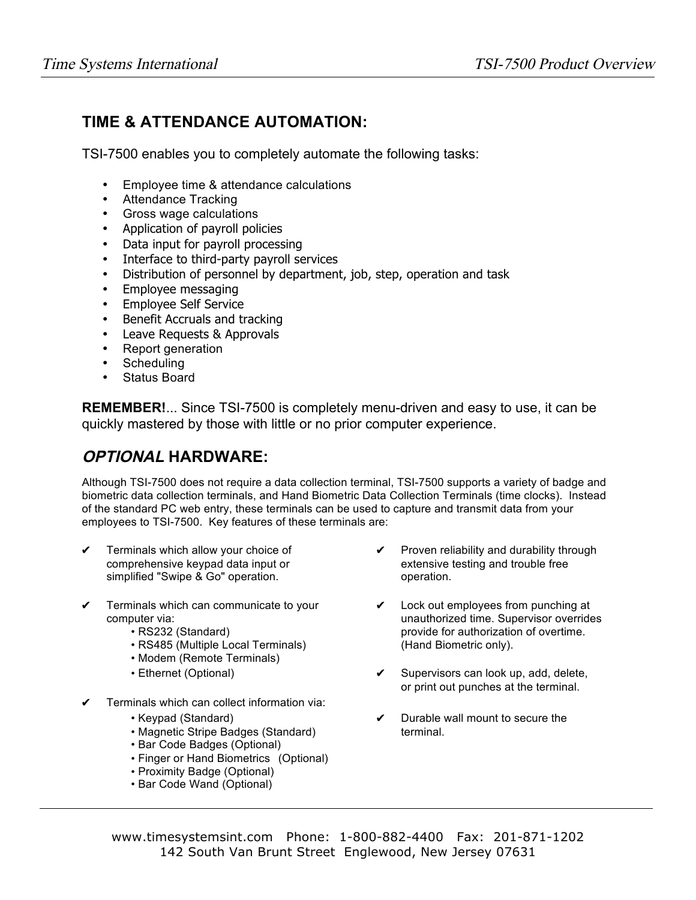## TIME & ATTENDANCE AUTOMATION:

TSI-7500 enables you to completely automate the following tasks:

- Employee time & attendance calculations
- Attendance Tracking
- Gross wage calculations
- Application of payroll policies
- Data input for payroll processing
- Interface to third-party payroll services
- Distribution of personnel by department, job, step, operation and task
- Employee messaging
- Employee Self Service
- Benefit Accruals and tracking
- Leave Requests & Approvals
- Report generation
- Scheduling
- Status Board

**REMEMBER!**... Since TSI-7500 is completely menu-driven and easy to use, it can be quickly mastered by those with little or no prior computer experience.

## ***OPTIONAL*** HARDWARE:

Although TSI-7500 does not require a data collection terminal, TSI-7500 supports a variety of badge and biometric data collection terminals, and Hand Biometric Data Collection Terminals (time clocks). Instead of the standard PC web entry, these terminals can be used to capture and transmit data from your employees to TSI-7500. Key features of these terminals are:

- ✔ Terminals which allow your choice of comprehensive keypad data input or simplified "Swipe & Go" operation.
- ✔ Terminals which can communicate to your computer via:
  - RS232 (Standard)
  - RS485 (Multiple Local Terminals)
  - Modem (Remote Terminals)
  - Ethernet (Optional)
- ✔ Terminals which can collect information via:
  - Keypad (Standard)
  - Magnetic Stripe Badges (Standard)
  - Bar Code Badges (Optional)
  - Finger or Hand Biometrics (Optional)
  - Proximity Badge (Optional)
  - Bar Code Wand (Optional)
- ✔ Proven reliability and durability through extensive testing and trouble free operation.
- ✔ Lock out employees from punching at unauthorized time. Supervisor overrides provide for authorization of overtime. (Hand Biometric only).
- ✔ Supervisors can look up, add, delete, or print out punches at the terminal.
- ✔ Durable wall mount to secure the terminal.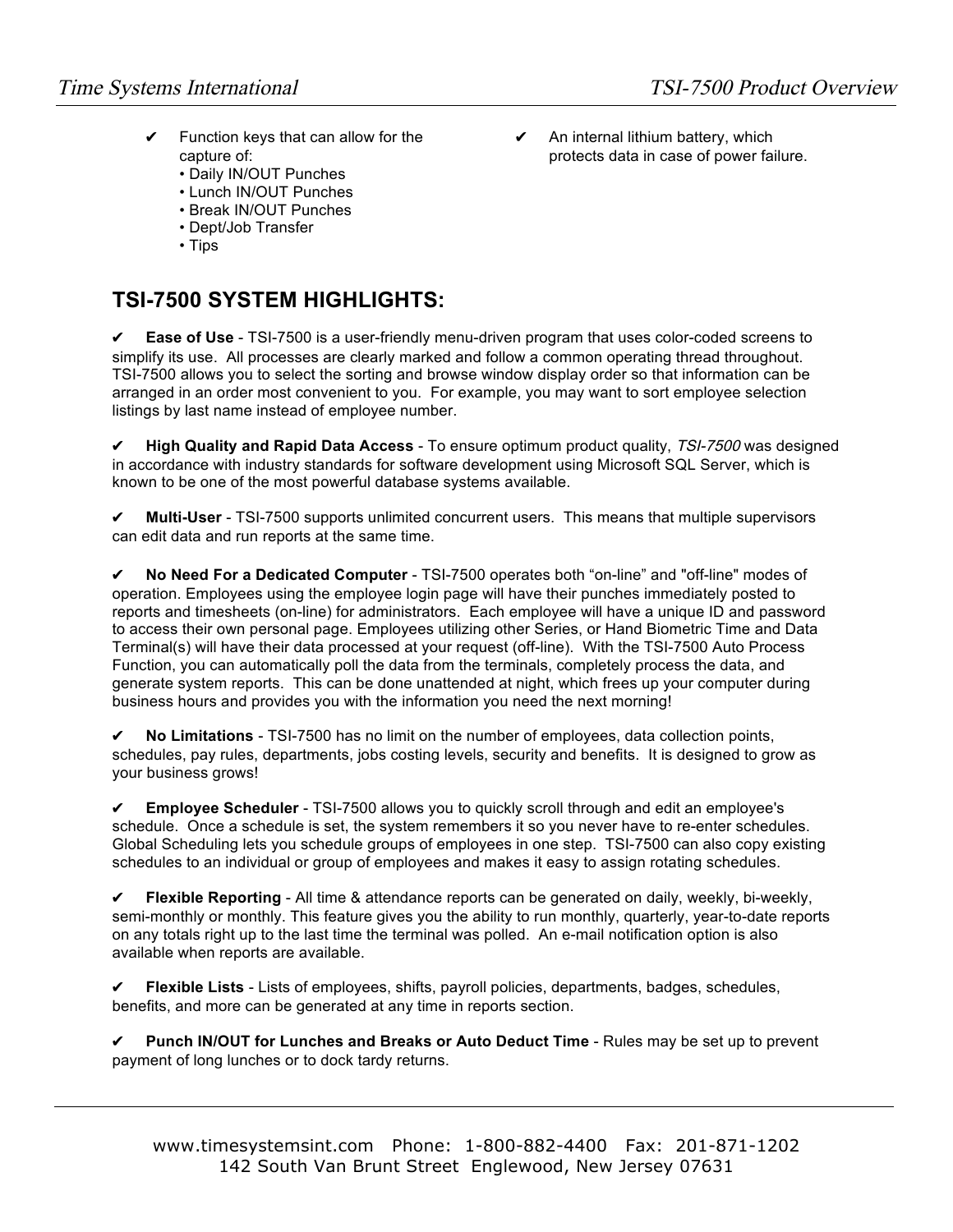- ✔ Function keys that can allow for the capture of:
  - Daily IN/OUT Punches
  - Lunch IN/OUT Punches
  - Break IN/OUT Punches
  - Dept/Job Transfer
  - Tips
- ✔ An internal lithium battery, which protects data in case of power failure.

## TSI-7500 SYSTEM HIGHLIGHTS:

✔ **Ease of Use** - TSI-7500 is a user-friendly menu-driven program that uses color-coded screens to simplify its use. All processes are clearly marked and follow a common operating thread throughout. TSI-7500 allows you to select the sorting and browse window display order so that information can be arranged in an order most convenient to you. For example, you may want to sort employee selection listings by last name instead of employee number.

✔ **High Quality and Rapid Data Access** - To ensure optimum product quality, *TSI-7500* was designed in accordance with industry standards for software development using Microsoft SQL Server, which is known to be one of the most powerful database systems available.

✔ **Multi-User** - TSI-7500 supports unlimited concurrent users. This means that multiple supervisors can edit data and run reports at the same time.

✔ **No Need For a Dedicated Computer** - TSI-7500 operates both “on-line” and "off-line" modes of operation. Employees using the employee login page will have their punches immediately posted to reports and timesheets (on-line) for administrators. Each employee will have a unique ID and password to access their own personal page. Employees utilizing other Series, or Hand Biometric Time and Data Terminal(s) will have their data processed at your request (off-line). With the TSI-7500 Auto Process Function, you can automatically poll the data from the terminals, completely process the data, and generate system reports. This can be done unattended at night, which frees up your computer during business hours and provides you with the information you need the next morning!

✔ **No Limitations** - TSI-7500 has no limit on the number of employees, data collection points, schedules, pay rules, departments, jobs costing levels, security and benefits. It is designed to grow as your business grows!

✔ **Employee Scheduler** - TSI-7500 allows you to quickly scroll through and edit an employee's schedule. Once a schedule is set, the system remembers it so you never have to re-enter schedules. Global Scheduling lets you schedule groups of employees in one step. TSI-7500 can also copy existing schedules to an individual or group of employees and makes it easy to assign rotating schedules.

✔ **Flexible Reporting** - All time & attendance reports can be generated on daily, weekly, bi-weekly, semi-monthly or monthly. This feature gives you the ability to run monthly, quarterly, year-to-date reports on any totals right up to the last time the terminal was polled. An e-mail notification option is also available when reports are available.

✔ **Flexible Lists** - Lists of employees, shifts, payroll policies, departments, badges, schedules, benefits, and more can be generated at any time in reports section.

✔ **Punch IN/OUT for Lunches and Breaks or Auto Deduct Time** - Rules may be set up to prevent payment of long lunches or to dock tardy returns.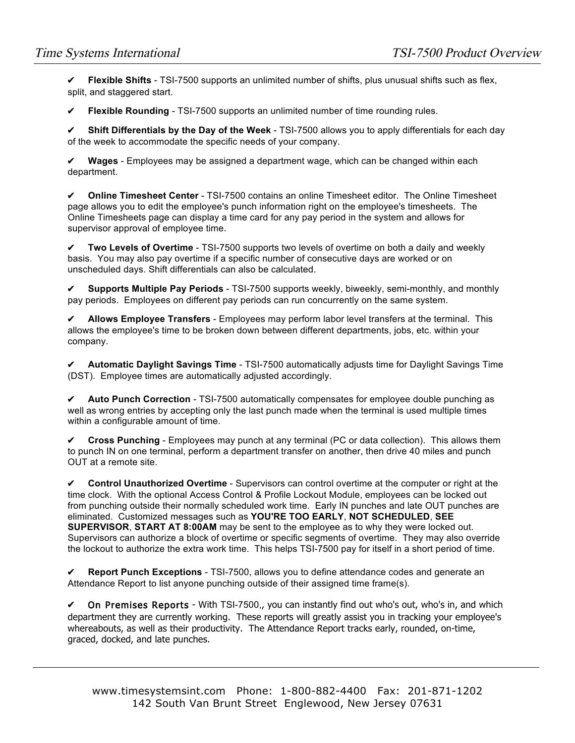✔ **Flexible Shifts** - TSI-7500 supports an unlimited number of shifts, plus unusual shifts such as flex, split, and staggered start.

✔ **Flexible Rounding** - TSI-7500 supports an unlimited number of time rounding rules.

✔ **Shift Differentials by the Day of the Week** - TSI-7500 allows you to apply differentials for each day of the week to accommodate the specific needs of your company.

✔ **Wages** - Employees may be assigned a department wage, which can be changed within each department.

✔ **Online Timesheet Center** - TSI-7500 contains an online Timesheet editor. The Online Timesheet page allows you to edit the employee's punch information right on the employee's timesheets. The Online Timesheets page can display a time card for any pay period in the system and allows for supervisor approval of employee time.

✔ **Two Levels of Overtime** - TSI-7500 supports two levels of overtime on both a daily and weekly basis. You may also pay overtime if a specific number of consecutive days are worked or on unscheduled days. Shift differentials can also be calculated.

✔ **Supports Multiple Pay Periods** - TSI-7500 supports weekly, biweekly, semi-monthly, and monthly pay periods. Employees on different pay periods can run concurrently on the same system.

✔ **Allows Employee Transfers** - Employees may perform labor level transfers at the terminal. This allows the employee's time to be broken down between different departments, jobs, etc. within your company.

✔ **Automatic Daylight Savings Time** - TSI-7500 automatically adjusts time for Daylight Savings Time (DST). Employee times are automatically adjusted accordingly.

✔ **Auto Punch Correction** - TSI-7500 automatically compensates for employee double punching as well as wrong entries by accepting only the last punch made when the terminal is used multiple times within a configurable amount of time.

✔ **Cross Punching** - Employees may punch at any terminal (PC or data collection). This allows them to punch IN on one terminal, perform a department transfer on another, then drive 40 miles and punch OUT at a remote site.

✔ **Control Unauthorized Overtime** - Supervisors can control overtime at the computer or right at the time clock. With the optional Access Control & Profile Lockout Module, employees can be locked out from punching outside their normally scheduled work time. Early IN punches and late OUT punches are eliminated. Customized messages such as **YOU'RE TOO EARLY**, **NOT SCHEDULED**, **SEE SUPERVISOR**, **START AT 8:00AM** may be sent to the employee as to why they were locked out. Supervisors can authorize a block of overtime or specific segments of overtime. They may also override the lockout to authorize the extra work time. This helps TSI-7500 pay for itself in a short period of time.

✔ **Report Punch Exceptions** - TSI-7500, allows you to define attendance codes and generate an Attendance Report to list anyone punching outside of their assigned time frame(s).

✔ On Premises Reports - With TSI-7500,, you can instantly find out who's out, who's in, and which department they are currently working. These reports will greatly assist you in tracking your employee's whereabouts, as well as their productivity. The Attendance Report tracks early, rounded, on-time, graced, docked, and late punches.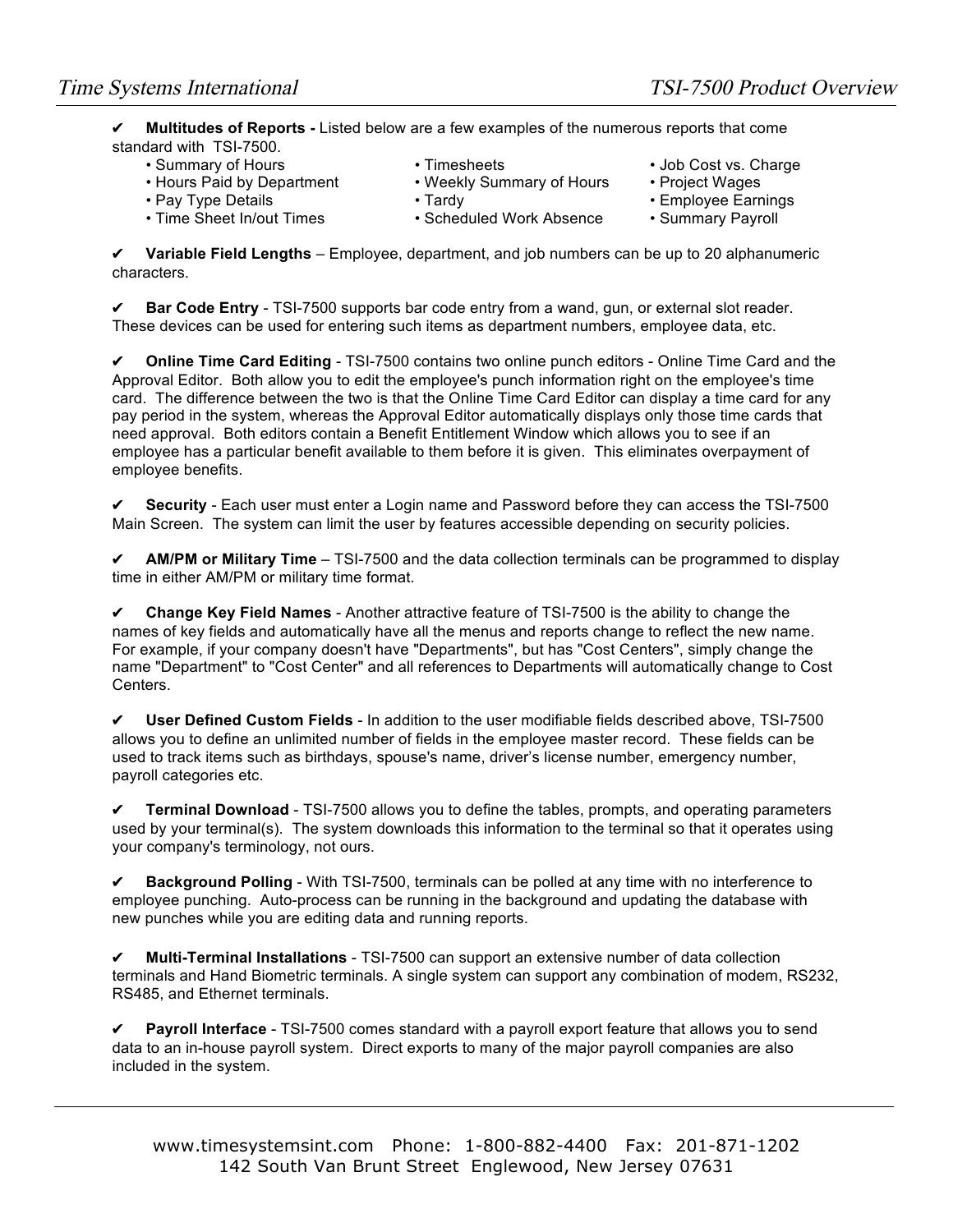✔ **Multitudes of Reports -** Listed below are a few examples of the numerous reports that come standard with TSI-7500.

- Summary of Hours
- Hours Paid by Department
- Pay Type Details
- Time Sheet In/out Times
- Timesheets
- Weekly Summary of Hours
- Tardy
- Scheduled Work Absence
- Job Cost vs. Charge
- Project Wages
- Employee Earnings
- Summary Payroll

✔ **Variable Field Lengths** – Employee, department, and job numbers can be up to 20 alphanumeric characters.

✔ **Bar Code Entry** - TSI-7500 supports bar code entry from a wand, gun, or external slot reader. These devices can be used for entering such items as department numbers, employee data, etc.

✔ **Online Time Card Editing** - TSI-7500 contains two online punch editors - Online Time Card and the Approval Editor. Both allow you to edit the employee's punch information right on the employee's time card. The difference between the two is that the Online Time Card Editor can display a time card for any pay period in the system, whereas the Approval Editor automatically displays only those time cards that need approval. Both editors contain a Benefit Entitlement Window which allows you to see if an employee has a particular benefit available to them before it is given. This eliminates overpayment of employee benefits.

✔ **Security** - Each user must enter a Login name and Password before they can access the TSI-7500 Main Screen. The system can limit the user by features accessible depending on security policies.

✔ **AM/PM or Military Time** – TSI-7500 and the data collection terminals can be programmed to display time in either AM/PM or military time format.

✔ **Change Key Field Names** - Another attractive feature of TSI-7500 is the ability to change the names of key fields and automatically have all the menus and reports change to reflect the new name. For example, if your company doesn't have "Departments", but has "Cost Centers", simply change the name "Department" to "Cost Center" and all references to Departments will automatically change to Cost Centers.

✔ **User Defined Custom Fields** - In addition to the user modifiable fields described above, TSI-7500 allows you to define an unlimited number of fields in the employee master record. These fields can be used to track items such as birthdays, spouse's name, driver's license number, emergency number, payroll categories etc.

✔ **Terminal Download** - TSI-7500 allows you to define the tables, prompts, and operating parameters used by your terminal(s). The system downloads this information to the terminal so that it operates using your company's terminology, not ours.

✔ **Background Polling** - With TSI-7500, terminals can be polled at any time with no interference to employee punching. Auto-process can be running in the background and updating the database with new punches while you are editing data and running reports.

✔ **Multi-Terminal Installations** - TSI-7500 can support an extensive number of data collection terminals and Hand Biometric terminals. A single system can support any combination of modem, RS232, RS485, and Ethernet terminals.

✔ **Payroll Interface** - TSI-7500 comes standard with a payroll export feature that allows you to send data to an in-house payroll system. Direct exports to many of the major payroll companies are also included in the system.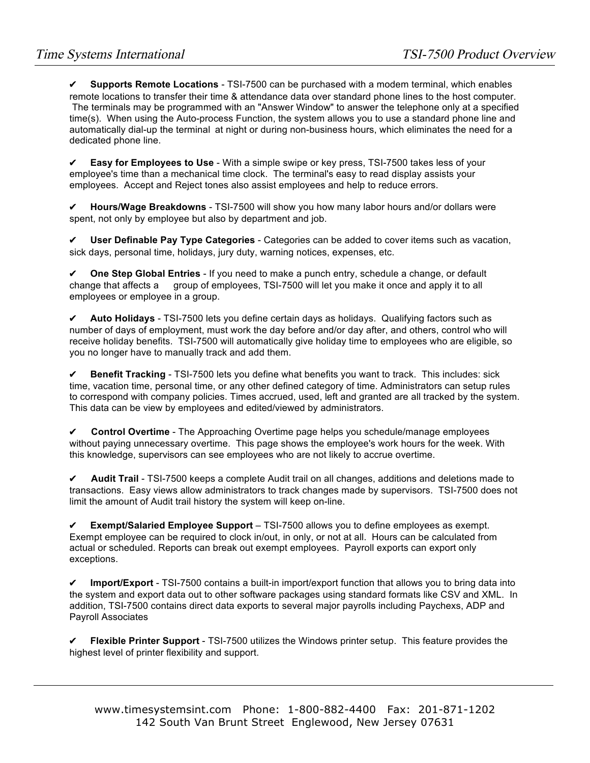✔ **Supports Remote Locations** - TSI-7500 can be purchased with a modem terminal, which enables remote locations to transfer their time & attendance data over standard phone lines to the host computer. The terminals may be programmed with an "Answer Window" to answer the telephone only at a specified time(s). When using the Auto-process Function, the system allows you to use a standard phone line and automatically dial-up the terminal at night or during non-business hours, which eliminates the need for a dedicated phone line.

✔ **Easy for Employees to Use** - With a simple swipe or key press, TSI-7500 takes less of your employee's time than a mechanical time clock. The terminal's easy to read display assists your employees. Accept and Reject tones also assist employees and help to reduce errors.

✔ **Hours/Wage Breakdowns** - TSI-7500 will show you how many labor hours and/or dollars were spent, not only by employee but also by department and job.

✔ **User Definable Pay Type Categories** - Categories can be added to cover items such as vacation, sick days, personal time, holidays, jury duty, warning notices, expenses, etc.

✔ **One Step Global Entries** - If you need to make a punch entry, schedule a change, or default change that affects a group of employees, TSI-7500 will let you make it once and apply it to all employees or employee in a group.

✔ **Auto Holidays** - TSI-7500 lets you define certain days as holidays. Qualifying factors such as number of days of employment, must work the day before and/or day after, and others, control who will receive holiday benefits. TSI-7500 will automatically give holiday time to employees who are eligible, so you no longer have to manually track and add them.

✔ **Benefit Tracking** - TSI-7500 lets you define what benefits you want to track. This includes: sick time, vacation time, personal time, or any other defined category of time. Administrators can setup rules to correspond with company policies. Times accrued, used, left and granted are all tracked by the system. This data can be view by employees and edited/viewed by administrators.

✔ **Control Overtime** - The Approaching Overtime page helps you schedule/manage employees without paying unnecessary overtime. This page shows the employee's work hours for the week. With this knowledge, supervisors can see employees who are not likely to accrue overtime.

✔ **Audit Trail** - TSI-7500 keeps a complete Audit trail on all changes, additions and deletions made to transactions. Easy views allow administrators to track changes made by supervisors. TSI-7500 does not limit the amount of Audit trail history the system will keep on-line.

✔ **Exempt/Salaried Employee Support** – TSI-7500 allows you to define employees as exempt. Exempt employee can be required to clock in/out, in only, or not at all. Hours can be calculated from actual or scheduled. Reports can break out exempt employees. Payroll exports can export only exceptions.

✔ **Import/Export** - TSI-7500 contains a built-in import/export function that allows you to bring data into the system and export data out to other software packages using standard formats like CSV and XML. In addition, TSI-7500 contains direct data exports to several major payrolls including Paychexs, ADP and Payroll Associates

✔ **Flexible Printer Support** - TSI-7500 utilizes the Windows printer setup. This feature provides the highest level of printer flexibility and support.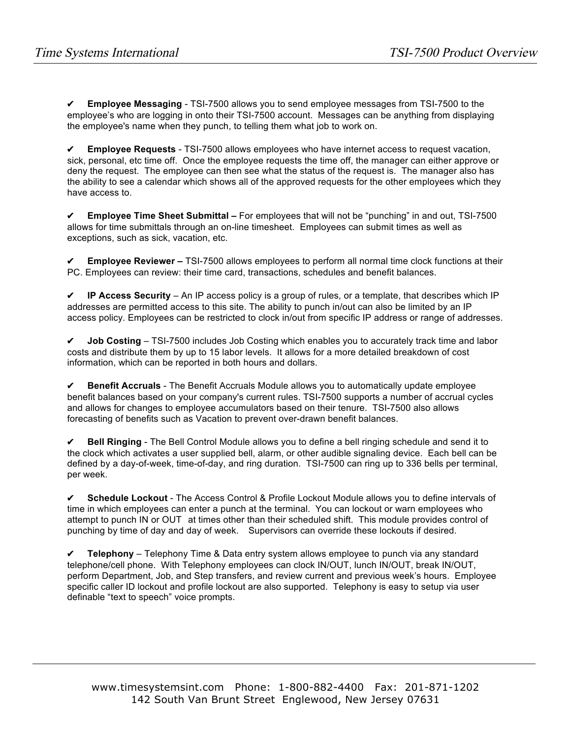✔ **Employee Messaging** - TSI-7500 allows you to send employee messages from TSI-7500 to the employee's who are logging in onto their TSI-7500 account. Messages can be anything from displaying the employee's name when they punch, to telling them what job to work on.

✔ **Employee Requests** - TSI-7500 allows employees who have internet access to request vacation, sick, personal, etc time off. Once the employee requests the time off, the manager can either approve or deny the request. The employee can then see what the status of the request is. The manager also has the ability to see a calendar which shows all of the approved requests for the other employees which they have access to.

✔ **Employee Time Sheet Submittal –** For employees that will not be "punching" in and out, TSI-7500 allows for time submittals through an on-line timesheet. Employees can submit times as well as exceptions, such as sick, vacation, etc.

✔ **Employee Reviewer –** TSI-7500 allows employees to perform all normal time clock functions at their PC. Employees can review: their time card, transactions, schedules and benefit balances.

✔ **IP Access Security** – An IP access policy is a group of rules, or a template, that describes which IP addresses are permitted access to this site. The ability to punch in/out can also be limited by an IP access policy. Employees can be restricted to clock in/out from specific IP address or range of addresses.

✔ **Job Costing** – TSI-7500 includes Job Costing which enables you to accurately track time and labor costs and distribute them by up to 15 labor levels. It allows for a more detailed breakdown of cost information, which can be reported in both hours and dollars.

✔ **Benefit Accruals** - The Benefit Accruals Module allows you to automatically update employee benefit balances based on your company's current rules. TSI-7500 supports a number of accrual cycles and allows for changes to employee accumulators based on their tenure. TSI-7500 also allows forecasting of benefits such as Vacation to prevent over-drawn benefit balances.

✔ **Bell Ringing** - The Bell Control Module allows you to define a bell ringing schedule and send it to the clock which activates a user supplied bell, alarm, or other audible signaling device. Each bell can be defined by a day-of-week, time-of-day, and ring duration. TSI-7500 can ring up to 336 bells per terminal, per week.

✔ **Schedule Lockout** - The Access Control & Profile Lockout Module allows you to define intervals of time in which employees can enter a punch at the terminal. You can lockout or warn employees who attempt to punch IN or OUT at times other than their scheduled shift. This module provides control of punching by time of day and day of week. Supervisors can override these lockouts if desired.

✔ **Telephony** – Telephony Time & Data entry system allows employee to punch via any standard telephone/cell phone. With Telephony employees can clock IN/OUT, lunch IN/OUT, break IN/OUT, perform Department, Job, and Step transfers, and review current and previous week's hours. Employee specific caller ID lockout and profile lockout are also supported. Telephony is easy to setup via user definable "text to speech" voice prompts.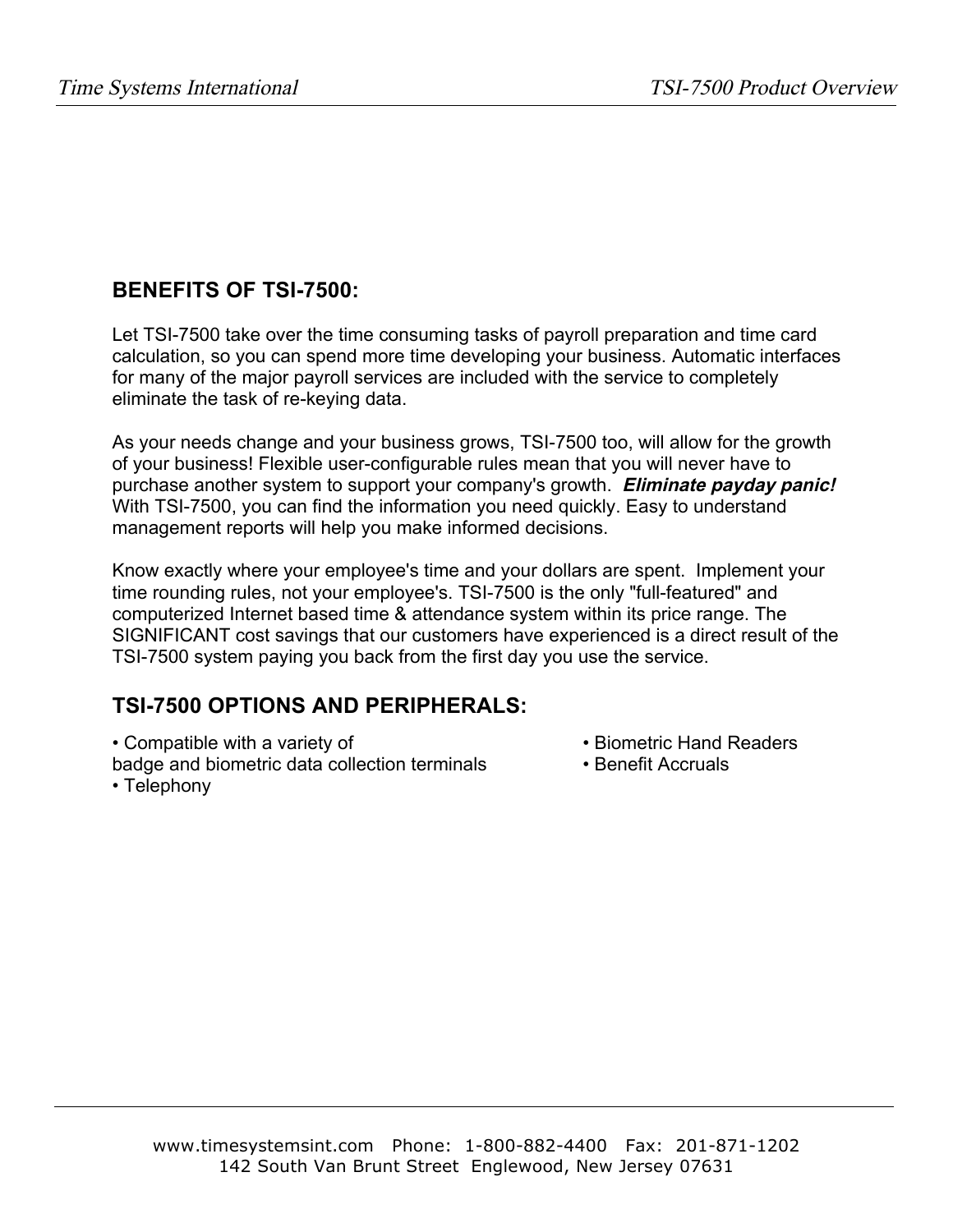## BENEFITS OF TSI-7500:

Let TSI-7500 take over the time consuming tasks of payroll preparation and time card calculation, so you can spend more time developing your business. Automatic interfaces for many of the major payroll services are included with the service to completely eliminate the task of re-keying data.

As your needs change and your business grows, TSI-7500 too, will allow for the growth of your business! Flexible user-configurable rules mean that you will never have to purchase another system to support your company's growth. ***Eliminate payday panic!*** With TSI-7500, you can find the information you need quickly. Easy to understand management reports will help you make informed decisions.

Know exactly where your employee's time and your dollars are spent. Implement your time rounding rules, not your employee's. TSI-7500 is the only "full-featured" and computerized Internet based time & attendance system within its price range. The SIGNIFICANT cost savings that our customers have experienced is a direct result of the TSI-7500 system paying you back from the first day you use the service.

## TSI-7500 OPTIONS AND PERIPHERALS:

- Compatible with a variety of badge and biometric data collection terminals
- Telephony
- Biometric Hand Readers
- Benefit Accruals

www.timesystemsint.com Phone: 1-800-882-4400 Fax: 201-871-1202
142 South Van Brunt Street Englewood, New Jersey 07631